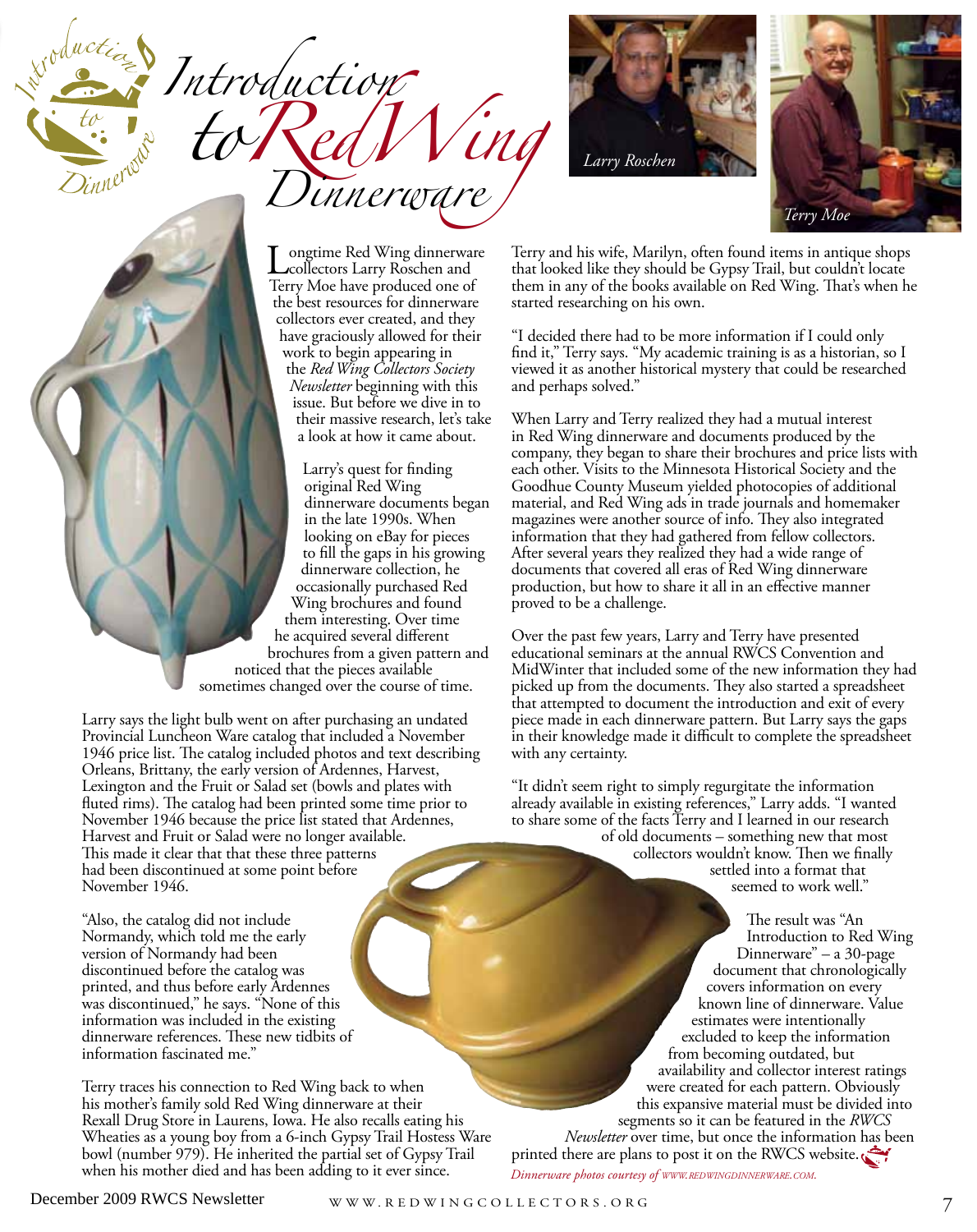# Introduction to Red Wing Dinnerware

Larry Roschen

Terry Moe

Longtime Red Wing dinnerware collectors Larry Roschen and Terry Moe have produced one of the best resources for dinnerware collectors ever created, and they have graciously allowed for their work to begin appearing in the *Red Wing Collectors Society Newsletter* beginning with this issue. But before we dive in to their massive research, let's take a look at how it came about.

Larry's quest for finding original Red Wing dinnerware documents began in the late 1990s. When looking on eBay for pieces to fill the gaps in his growing dinnerware collection, he occasionally purchased Red Wing brochures and found them interesting. Over time he acquired several different brochures from a given pattern and noticed that the pieces available sometimes changed over the course of time.

Larry says the light bulb went on after purchasing an undated Provincial Luncheon Ware catalog that included a November 1946 price list. The catalog included photos and text describing Orleans, Brittany, the early version of Ardennes, Harvest, Lexington and the Fruit or Salad set (bowls and plates with fluted rims). The catalog had been printed some time prior to November 1946 because the price list stated that Ardennes, Harvest and Fruit or Salad were no longer available. This made it clear that that these three patterns had been discontinued at some point before November 1946.

"Also, the catalog did not include Normandy, which told me the early version of Normandy had been discontinued before the catalog was printed, and thus before early Ardennes was discontinued," he says. "None of this information was included in the existing dinnerware references. These new tidbits of information fascinated me."

Terry traces his connection to Red Wing back to when his mother's family sold Red Wing dinnerware at their Rexall Drug Store in Laurens, Iowa. He also recalls eating his Wheaties as a young boy from a 6-inch Gypsy Trail Hostess Ware bowl (number 979). He inherited the partial set of Gypsy Trail when his mother died and has been adding to it ever since.

Terry and his wife, Marilyn, often found items in antique shops that looked like they should be Gypsy Trail, but couldn't locate them in any of the books available on Red Wing. That's when he started researching on his own.

"I decided there had to be more information if I could only find it," Terry says. "My academic training is as a historian, so I viewed it as another historical mystery that could be researched and perhaps solved."

When Larry and Terry realized they had a mutual interest in Red Wing dinnerware and documents produced by the company, they began to share their brochures and price lists with each other. Visits to the Minnesota Historical Society and the Goodhue County Museum yielded photocopies of additional material, and Red Wing ads in trade journals and homemaker magazines were another source of info. They also integrated information that they had gathered from fellow collectors. After several years they realized they had a wide range of documents that covered all eras of Red Wing dinnerware production, but how to share it all in an effective manner proved to be a challenge.

Over the past few years, Larry and Terry have presented educational seminars at the annual RWCS Convention and MidWinter that included some of the new information they had picked up from the documents. They also started a spreadsheet that attempted to document the introduction and exit of every piece made in each dinnerware pattern. But Larry says the gaps in their knowledge made it difficult to complete the spreadsheet with any certainty.

"It didn't seem right to simply regurgitate the information already available in existing references," Larry adds. "I wanted to share some of the facts Terry and I learned in our research of old documents – something new that most collectors wouldn't know. Then we finally settled into a format that seemed to work well."

The result was "An Introduction to Red Wing Dinnerware" – a 30-page document that chronologically covers information on every known line of dinnerware. Value estimates were intentionally excluded to keep the information from becoming outdated, but availability and collector interest ratings were created for each pattern. Obviously this expansive material must be divided into segments so it can be featured in the *RWCS Newsletter* over time, but once the information has been printed there are plans to post it on the RWCS website.

*Dinnerware photos courtesy of WWW.REDWINGDINNERWARE.COM.*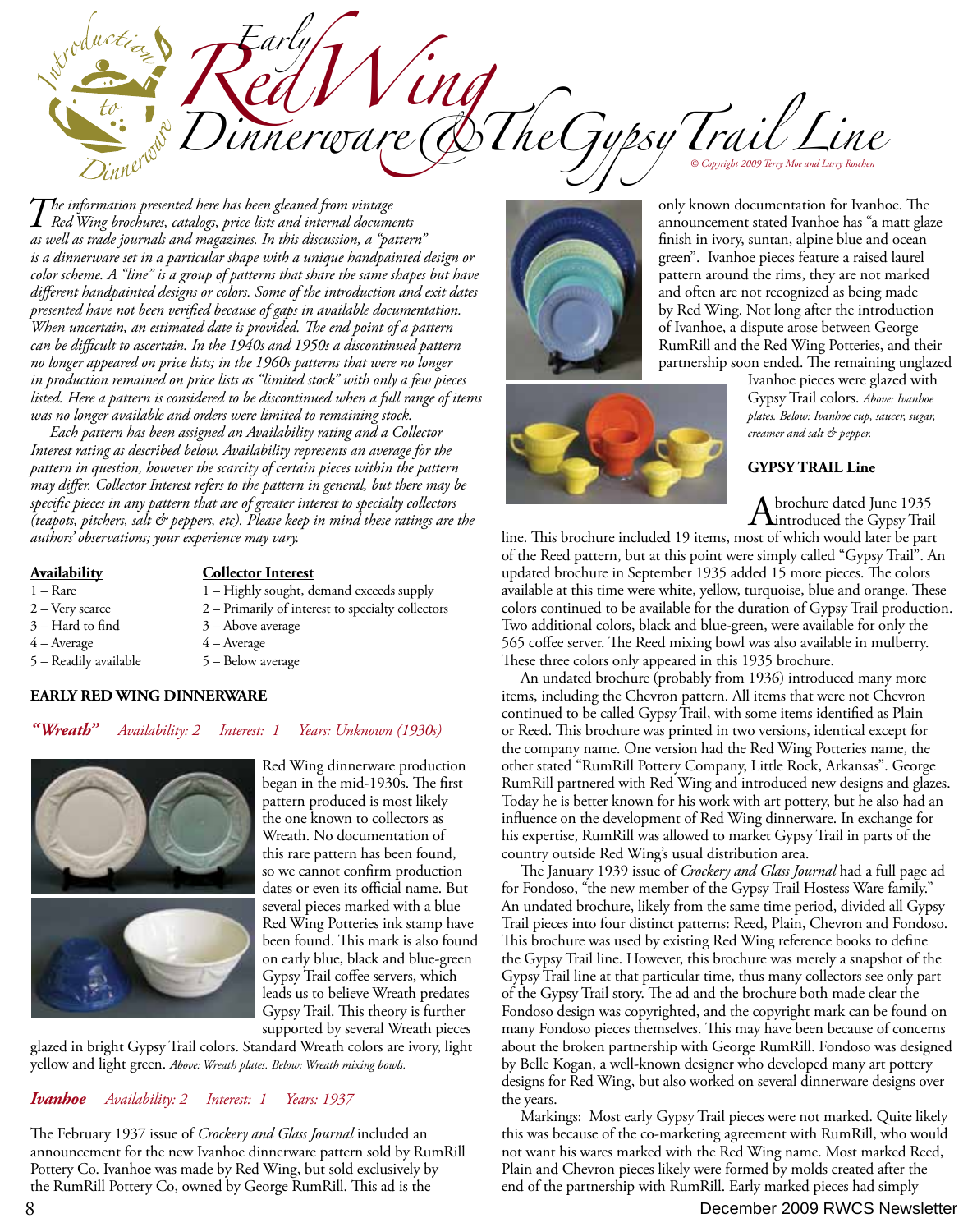# Early Red Wing Dinnerware & The Gypsy Trail Line

*Introduction to Dinnerware*

*© Copyright 2009 Terry Moe and Larry Roschen*

*The information presented here has been gleaned from vintage Red Wing brochures, catalogs, price lists and internal documents as well as trade journals and magazines. In this discussion, a "pattern" is a dinnerware set in a particular shape with a unique handpainted design or color scheme. A "line" is a group of patterns that share the same shapes but have different handpainted designs or colors. Some of the introduction and exit dates presented have not been verified because of gaps in available documentation. When uncertain, an estimated date is provided. The end point of a pattern can be difficult to ascertain. In the 1940s and 1950s a discontinued pattern no longer appeared on price lists; in the 1960s patterns that were no longer in production remained on price lists as "limited stock" with only a few pieces listed. Here a pattern is considered to be discontinued when a full range of items was no longer available and orders were limited to remaining stock.*

*Each pattern has been assigned an Availability rating and a Collector Interest rating as described below. Availability represents an average for the pattern in question, however the scarcity of certain pieces within the pattern may differ. Collector Interest refers to the pattern in general, but there may be specific pieces in any pattern that are of greater interest to specialty collectors (teapots, pitchers, salt & peppers, etc). Please keep in mind these ratings are the authors' observations; your experience may vary.*

| Availability | Collector Interest |
|---|---|
| 1 – Rare | 1 – Highly sought, demand exceeds supply |
| 2 – Very scarce | 2 – Primarily of interest to specialty collectors |
| 3 – Hard to find | 3 – Above average |
| 4 – Average | 4 – Average |
| 5 – Readily available | 5 – Below average |

## EARLY RED WING DINNERWARE

***"Wreath"*** *Availability: 2 Interest: 1 Years: Unknown (1930s)*

Red Wing dinnerware production began in the mid-1930s. The first pattern produced is most likely the one known to collectors as Wreath. No documentation of this rare pattern has been found, so we cannot confirm production dates or even its official name. But several pieces marked with a blue Red Wing Potteries ink stamp have been found. This mark is also found on early blue, black and blue-green Gypsy Trail coffee servers, which leads us to believe Wreath predates Gypsy Trail. This theory is further supported by several Wreath pieces glazed in bright Gypsy Trail colors. Standard Wreath colors are ivory, light yellow and light green. *Above: Wreath plates. Below: Wreath mixing bowls.*

***Ivanhoe*** *Availability: 2 Interest: 1 Years: 1937*

The February 1937 issue of *Crockery and Glass Journal* included an announcement for the new Ivanhoe dinnerware pattern sold by RumRill Pottery Co. Ivanhoe was made by Red Wing, but sold exclusively by the RumRill Pottery Co, owned by George RumRill. This ad is the only known documentation for Ivanhoe. The announcement stated Ivanhoe has "a matt glaze finish in ivory, suntan, alpine blue and ocean green". Ivanhoe pieces feature a raised laurel pattern around the rims, they are not marked and often are not recognized as being made by Red Wing. Not long after the introduction of Ivanhoe, a dispute arose between George RumRill and the Red Wing Potteries, and their partnership soon ended. The remaining unglazed Ivanhoe pieces were glazed with Gypsy Trail colors. *Above: Ivanhoe plates. Below: Ivanhoe cup, saucer, sugar, creamer and salt & pepper.*

### GYPSY TRAIL Line

A brochure dated June 1935 introduced the Gypsy Trail line. This brochure included 19 items, most of which would later be part of the Reed pattern, but at this point were simply called "Gypsy Trail". An updated brochure in September 1935 added 15 more pieces. The colors available at this time were white, yellow, turquoise, blue and orange. These colors continued to be available for the duration of Gypsy Trail production. Two additional colors, black and blue-green, were available for only the 565 coffee server. The Reed mixing bowl was also available in mulberry. These three colors only appeared in this 1935 brochure.

An undated brochure (probably from 1936) introduced many more items, including the Chevron pattern. All items that were not Chevron continued to be called Gypsy Trail, with some items identified as Plain or Reed. This brochure was printed in two versions, identical except for the company name. One version had the Red Wing Potteries name, the other stated "RumRill Pottery Company, Little Rock, Arkansas". George RumRill partnered with Red Wing and introduced new designs and glazes. Today he is better known for his work with art pottery, but he also had an influence on the development of Red Wing dinnerware. In exchange for his expertise, RumRill was allowed to market Gypsy Trail in parts of the country outside Red Wing's usual distribution area.

The January 1939 issue of *Crockery and Glass Journal* had a full page ad for Fondoso, "the new member of the Gypsy Trail Hostess Ware family." An undated brochure, likely from the same time period, divided all Gypsy Trail pieces into four distinct patterns: Reed, Plain, Chevron and Fondoso. This brochure was used by existing Red Wing reference books to define the Gypsy Trail line. However, this brochure was merely a snapshot of the Gypsy Trail line at that particular time, thus many collectors see only part of the Gypsy Trail story. The ad and the brochure both made clear the Fondoso design was copyrighted, and the copyright mark can be found on many Fondoso pieces themselves. This may have been because of concerns about the broken partnership with George RumRill. Fondoso was designed by Belle Kogan, a well-known designer who developed many art pottery designs for Red Wing, but also worked on several dinnerware designs over the years.

Markings: Most early Gypsy Trail pieces were not marked. Quite likely this was because of the marketing agreement with RumRill, who would not want his wares marked with the Red Wing name. Most marked Reed, Plain and Chevron pieces likely were formed by molds created after the end of the partnership with RumRill. Early marked pieces had simply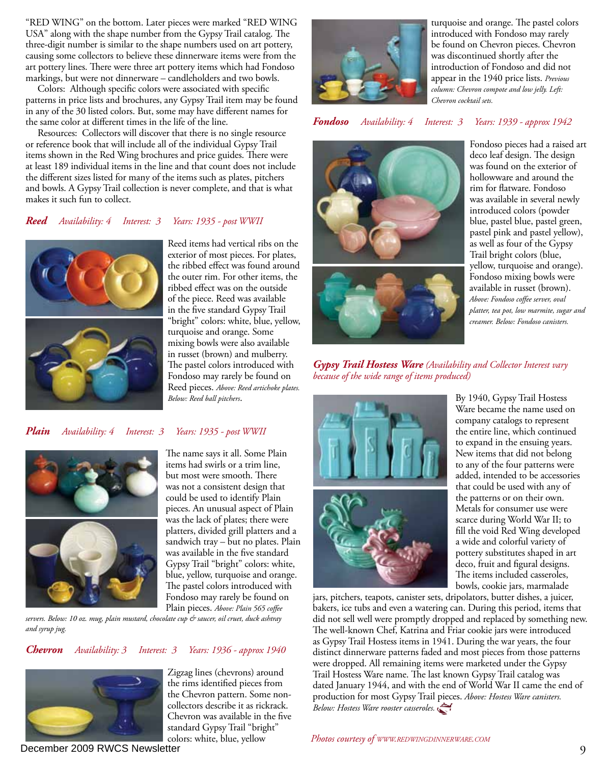"RED WING" on the bottom. Later pieces were marked "RED WING USA" along with the shape number from the Gypsy Trail catalog. The three-digit number is similar to the shape numbers used on art pottery, causing some collectors to believe these dinnerware items were from the art pottery lines. There were three art pottery items which had Fondoso markings, but were not dinnerware – candleholders and two bowls.

Colors: Although specific colors were associated with specific patterns in price lists and brochures, any Gypsy Trail item may be found in any of the 30 listed colors. But, some may have different names for the same color at different times in the life of the line.

Resources: Collectors will discover that there is no single resource or reference book that will include all of the individual Gypsy Trail items shown in the Red Wing brochures and price guides. There were at least 189 individual items in the line and that count does not include the different sizes listed for many of the items such as plates, pitchers and bowls. A Gypsy Trail collection is never complete, and that is what makes it such fun to collect.

### ***Reed*** *Availability: 4 Interest: 3 Years: 1935 - post WWII*

Reed items had vertical ribs on the exterior of most pieces. For plates, the ribbed effect was found around the outer rim. For other items, the ribbed effect was on the outside of the piece. Reed was available in the five standard Gypsy Trail "bright" colors: white, blue, yellow, turquoise and orange. Some mixing bowls were also available in russet (brown) and mulberry. The pastel colors introduced with Fondoso may rarely be found on Reed pieces. *Above: Reed artichoke plates. Below: Reed ball pitchers.*

### ***Plain*** *Availability: 4 Interest: 3 Years: 1935 - post WWII*

The name says it all. Some Plain items had swirls or a trim line, but most were smooth. There was not a consistent design that could be used to identify Plain pieces. An unusual aspect of Plain was the lack of plates; there were platters, divided grill platters and a sandwich tray – but no plates. Plain was available in the five standard Gypsy Trail "bright" colors: white, blue, yellow, turquoise and orange. The pastel colors introduced with Fondoso may rarely be found on Plain pieces. *Above: Plain 565 coffee servers. Below: 10 oz. mug, plain mustard, chocolate cup & saucer, oil cruet, duck ashtray and syrup jug.*

### ***Chevron*** *Availability: 3 Interest: 3 Years: 1936 - approx 1940*

Zigzag lines (chevrons) around the rims identified pieces from the Chevron pattern. Some non-collectors describe it as rickrack. Chevron was available in the five standard Gypsy Trail "bright" colors: white, blue, yellow turquoise and orange. The pastel colors introduced with Fondoso may rarely be found on Chevron pieces. Chevron was discontinued shortly after the introduction of Fondoso and did not appear in the 1940 price lists. *Previous column: Chevron compote and low jelly. Left: Chevron cocktail sets.*

### ***Fondoso*** *Availability: 4 Interest: 3 Years: 1939 - approx 1942*

Fondoso pieces had a raised art deco leaf design. The design was found on the exterior of hollowware and around the rim for flatware. Fondoso was available in several newly introduced colors (powder blue, pastel blue, pastel green, pastel pink and pastel yellow), as well as four of the Gypsy Trail bright colors (blue, yellow, turquoise and orange). Fondoso mixing bowls were available in russet (brown). *Above: Fondoso coffee server, oval platter, tea pot, low marmite, sugar and creamer. Below: Fondoso canisters.*

### ***Gypsy Trail Hostess Ware*** *(Availability and Collector Interest vary because of the wide range of items produced)*

By 1940, Gypsy Trail Hostess Ware became the name used on company catalogs to represent the entire line, which continued to expand in the ensuing years. New items that did not belong to any of the four patterns were added, intended to be accessories that could be used with any of the patterns or on their own. Metals for consumer use were scarce during World War II; to fill the void Red Wing developed a wide and colorful variety of pottery substitutes shaped in art deco, fruit and figural designs. The items included casseroles, bowls, cookie jars, marmalade jars, pitchers, teapots, canister sets, dripolators, butter dishes, a juicer, bakers, ice tubs and even a watering can. During this period, items that did not sell well were promptly dropped and replaced by something new. The well-known Chef, Katrina and Friar cookie jars were introduced as Gypsy Trail Hostess items in 1941. During the war years, the four distinct dinnerware patterns faded and most pieces from those patterns were dropped. All remaining items were marketed under the Gypsy Trail Hostess Ware name. The last known Gypsy Trail catalog was dated January 1944, and with the end of World War II came the end of production for most Gypsy Trail pieces. *Above: Hostess Ware canisters. Below: Hostess Ware rooster casseroles.*

*Photos courtesy of www.redwingdinnerware.com*